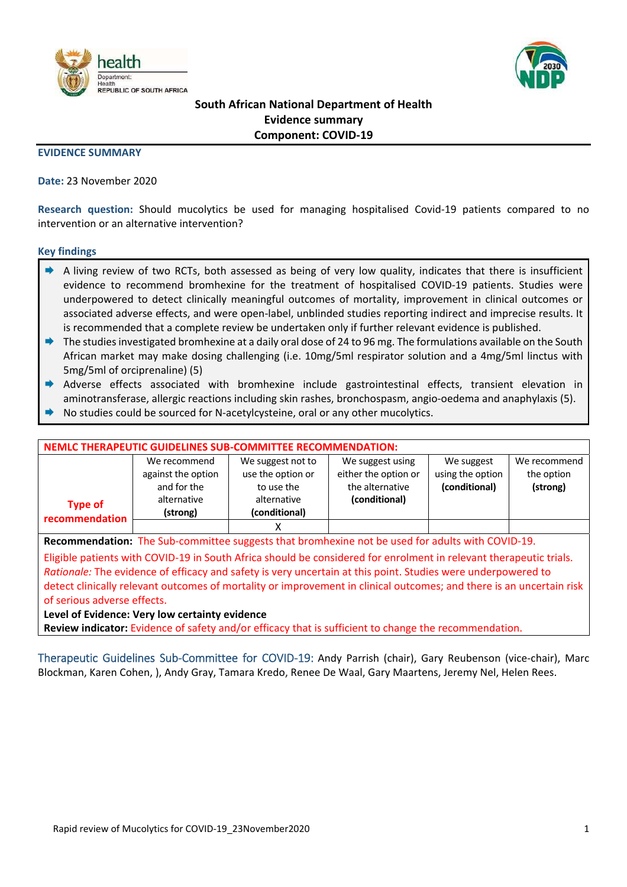**South African National Department of Health**
**Evidence summary**
**Component: COVID-19**

## EVIDENCE SUMMARY

**Date:** 23 November 2020

**Research question:** Should mucolytics be used for managing hospitalised Covid-19 patients compared to no intervention or an alternative intervention?

### Key findings

- A living review of two RCTs, both assessed as being of very low quality, indicates that there is insufficient evidence to recommend bromhexine for the treatment of hospitalised COVID-19 patients. Studies were underpowered to detect clinically meaningful outcomes of mortality, improvement in clinical outcomes or associated adverse effects, and were open-label, unblinded studies reporting indirect and imprecise results. It is recommended that a complete review be undertaken only if further relevant evidence is published.
- The studies investigated bromhexine at a daily oral dose of 24 to 96 mg. The formulations available on the South African market may make dosing challenging (i.e. 10mg/5ml respirator solution and a 4mg/5ml linctus with 5mg/5ml of orciprenaline) (5)
- Adverse effects associated with bromhexine include gastrointestinal effects, transient elevation in aminotransferase, allergic reactions including skin rashes, bronchospasm, angio-oedema and anaphylaxis (5).
- No studies could be sourced for N-acetylcysteine, oral or any other mucolytics.

| NEMLC THERAPEUTIC GUIDELINES SUB-COMMITTEE RECOMMENDATION: | | | | | |
|---|---|---|---|---|---|
| Type of recommendation | We recommend against the option and for the alternative **(strong)** | We suggest not to use the option or to use the alternative **(conditional)** | We suggest using either the option or the alternative **(conditional)** | We suggest using the option **(conditional)** | We recommend the option **(strong)** |
| | | X | | | |

**Recommendation:** The Sub-committee suggests that bromhexine not be used for adults with COVID-19.

Eligible patients with COVID-19 in South Africa should be considered for enrolment in relevant therapeutic trials.

*Rationale:* The evidence of efficacy and safety is very uncertain at this point. Studies were underpowered to detect clinically relevant outcomes of mortality or improvement in clinical outcomes; and there is an uncertain risk of serious adverse effects.

**Level of Evidence: Very low certainty evidence**

**Review indicator:** Evidence of safety and/or efficacy that is sufficient to change the recommendation.

Therapeutic Guidelines Sub-Committee for COVID-19: Andy Parrish (chair), Gary Reubenson (vice-chair), Marc Blockman, Karen Cohen, ), Andy Gray, Tamara Kredo, Renee De Waal, Gary Maartens, Jeremy Nel, Helen Rees.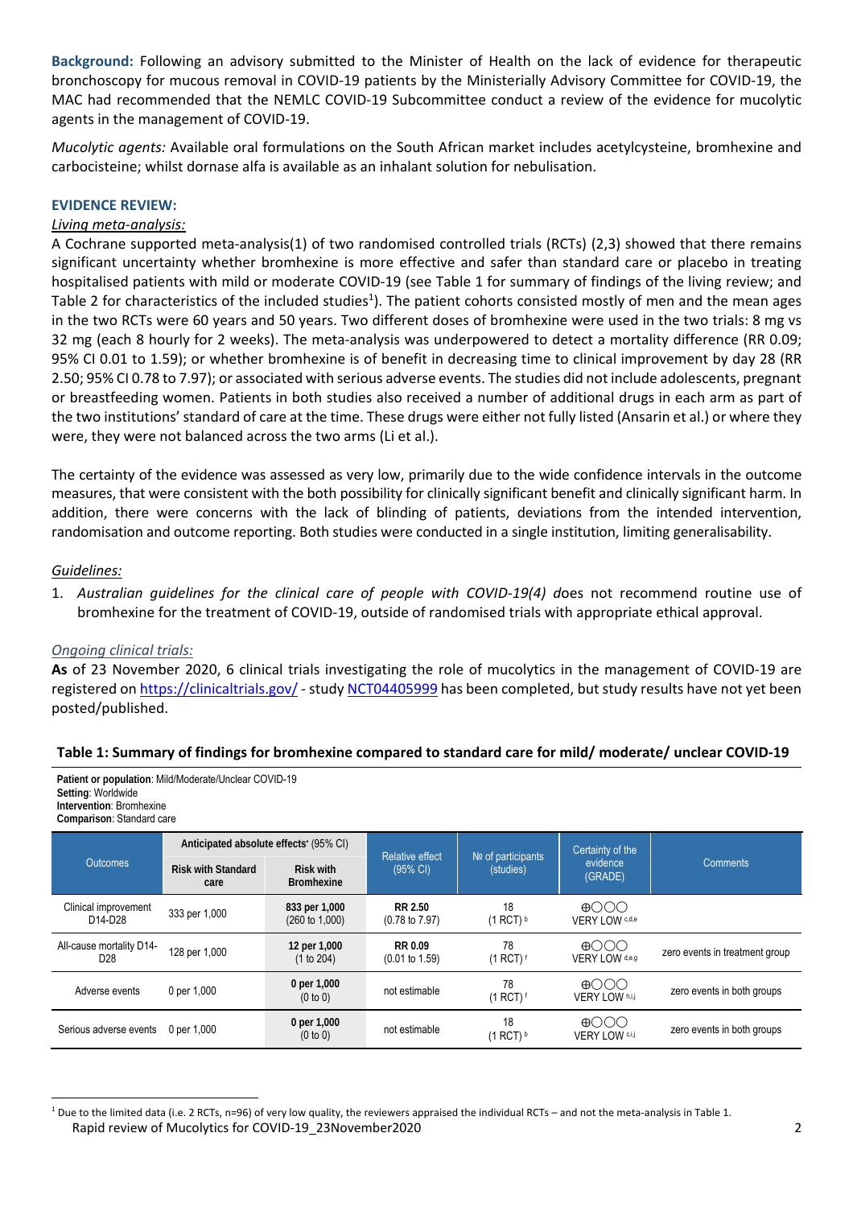**Background:** Following an advisory submitted to the Minister of Health on the lack of evidence for therapeutic bronchoscopy for mucous removal in COVID-19 patients by the Ministerially Advisory Committee for COVID-19, the MAC had recommended that the NEMLC COVID-19 Subcommittee conduct a review of the evidence for mucolytic agents in the management of COVID-19.

*Mucolytic agents:* Available oral formulations on the South African market includes acetylcysteine, bromhexine and carbocisteine; whilst dornase alfa is available as an inhalant solution for nebulisation.

**EVIDENCE REVIEW:**

*Living meta-analysis:*

A Cochrane supported meta-analysis(1) of two randomised controlled trials (RCTs) (2,3) showed that there remains significant uncertainty whether bromhexine is more effective and safer than standard care or placebo in treating hospitalised patients with mild or moderate COVID-19 (see Table 1 for summary of findings of the living review; and Table 2 for characteristics of the included studies[1]). The patient cohorts consisted mostly of men and the mean ages in the two RCTs were 60 years and 50 years. Two different doses of bromhexine were used in the two trials: 8 mg vs 32 mg (each 8 hourly for 2 weeks). The meta-analysis was underpowered to detect a mortality difference (RR 0.09; 95% CI 0.01 to 1.59); or whether bromhexine is of benefit in decreasing time to clinical improvement by day 28 (RR 2.50; 95% CI 0.78 to 7.97); or associated with serious adverse events. The studies did not include adolescents, pregnant or breastfeeding women. Patients in both studies also received a number of additional drugs in each arm as part of the two institutions' standard of care at the time. These drugs were either not fully listed (Ansarin et al.) or where they were, they were not balanced across the two arms (Li et al.).

The certainty of the evidence was assessed as very low, primarily due to the wide confidence intervals in the outcome measures, that were consistent with the both possibility for clinically significant benefit and clinically significant harm. In addition, there were concerns with the lack of blinding of patients, deviations from the intended intervention, randomisation and outcome reporting. Both studies were conducted in a single institution, limiting generalisability.

*Guidelines:*

1. *Australian guidelines for the clinical care of people with COVID-19(4)* does not recommend routine use of bromhexine for the treatment of COVID-19, outside of randomised trials with appropriate ethical approval.

*Ongoing clinical trials:*

**As** of 23 November 2020, 6 clinical trials investigating the role of mucolytics in the management of COVID-19 are registered on https://clinicaltrials.gov/ - study NCT04405999 has been completed, but study results have not yet been posted/published.

**Table 1: Summary of findings for bromhexine compared to standard care for mild/ moderate/ unclear COVID-19**

**Patient or population**: Mild/Moderate/Unclear COVID-19
**Setting**: Worldwide
**Intervention**: Bromhexine
**Comparison**: Standard care

| Outcomes | Anticipated absolute effects* (95% CI) | | Relative effect (95% CI) | № of participants (studies) | Certainty of the evidence (GRADE) | Comments |
|---|---|---|---|---|---|---|
| | Risk with Standard care | Risk with Bromhexine | | | | |
| Clinical improvement D14-D28 | 333 per 1,000 | **833 per 1,000** (260 to 1,000) | **RR 2.50** (0.78 to 7.97) | 18 (1 RCT) [b] | ⊕◯◯◯ VERY LOW [c,d,e] | |
| All-cause mortality D14-D28 | 128 per 1,000 | **12 per 1,000** (1 to 204) | **RR 0.09** (0.01 to 1.59) | 78 (1 RCT) [f] | ⊕◯◯◯ VERY LOW [d,e,g] | zero events in treatment group |
| Adverse events | 0 per 1,000 | **0 per 1,000** (0 to 0) | not estimable | 78 (1 RCT) [f] | ⊕◯◯◯ VERY LOW [h,i,j] | zero events in both groups |
| Serious adverse events | 0 per 1,000 | **0 per 1,000** (0 to 0) | not estimable | 18 (1 RCT) [b] | ⊕◯◯◯ VERY LOW [c,i,j] | zero events in both groups |

[1] Due to the limited data (i.e. 2 RCTs, n=96) of very low quality, the reviewers appraised the individual RCTs – and not the meta-analysis in Table 1.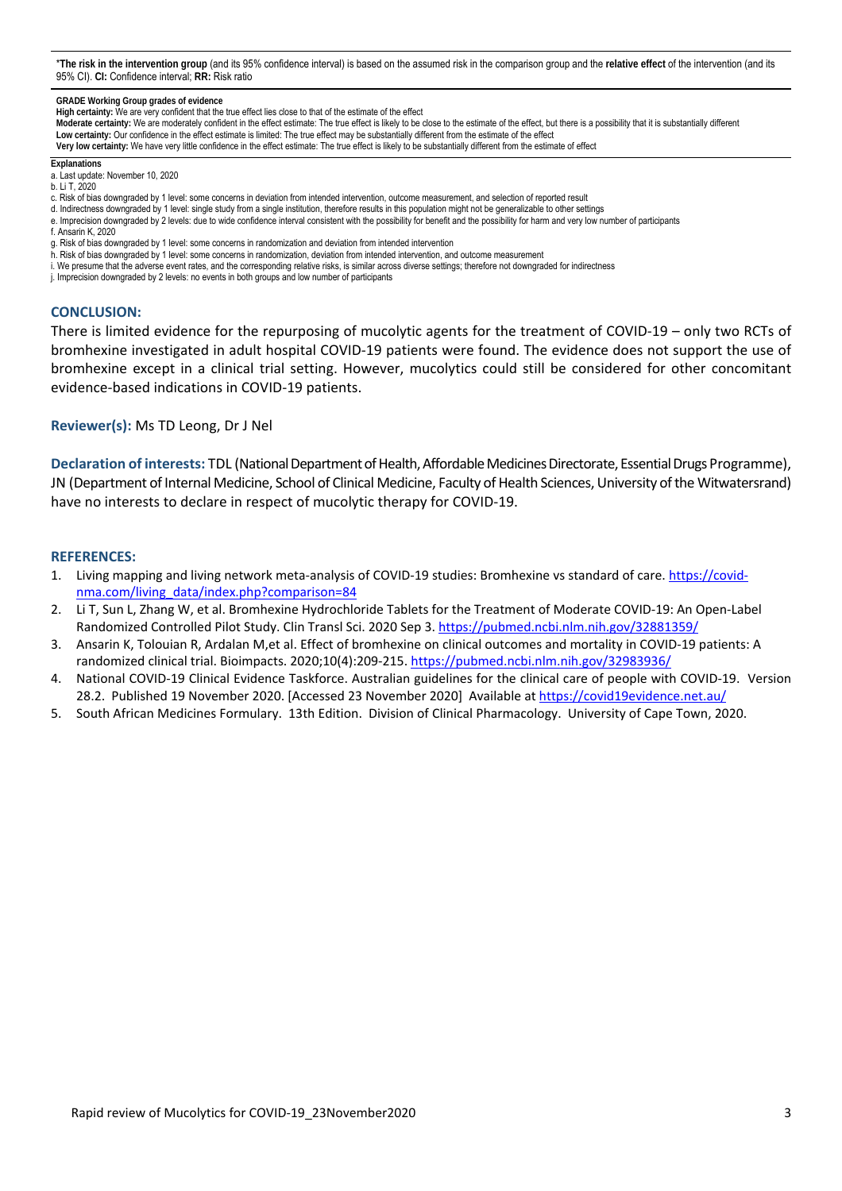***The risk in the intervention group** (and its 95% confidence interval) is based on the assumed risk in the comparison group and the **relative effect** of the intervention (and its 95% CI). **CI:** Confidence interval; **RR:** Risk ratio

**GRADE Working Group grades of evidence**
**High certainty:** We are very confident that the true effect lies close to that of the estimate of the effect
**Moderate certainty:** We are moderately confident in the effect estimate: The true effect is likely to be close to the estimate of the effect, but there is a possibility that it is substantially different
**Low certainty:** Our confidence in the effect estimate is limited: The true effect may be substantially different from the estimate of the effect
**Very low certainty:** We have very little confidence in the effect estimate: The true effect is likely to be substantially different from the estimate of effect

**Explanations**
a. Last update: November 10, 2020
b. Li T, 2020
c. Risk of bias downgraded by 1 level: some concerns in deviation from intended intervention, outcome measurement, and selection of reported result
d. Indirectness downgraded by 1 level: single study from a single institution, therefore results in this population might not be generalizable to other settings
e. Imprecision downgraded by 2 levels: due to wide confidence interval consistent with the possibility for benefit and the possibility for harm and very low number of participants
f. Ansarin K, 2020
g. Risk of bias downgraded by 1 level: some concerns in randomization and deviation from intended intervention
h. Risk of bias downgraded by 1 level: some concerns in randomization, deviation from intended intervention, and outcome measurement
i. We presume that the adverse event rates, and the corresponding relative risks, is similar across diverse settings; therefore not downgraded for indirectness
j. Imprecision downgraded by 2 levels: no events in both groups and low number of participants

## CONCLUSION:

There is limited evidence for the repurposing of mucolytic agents for the treatment of COVID-19 – only two RCTs of bromhexine investigated in adult hospital COVID-19 patients were found. The evidence does not support the use of bromhexine except in a clinical trial setting. However, mucolytics could still be considered for other concomitant evidence-based indications in COVID-19 patients.

**Reviewer(s):** Ms TD Leong, Dr J Nel

**Declaration of interests:** TDL (National Department of Health, Affordable Medicines Directorate, Essential Drugs Programme), JN (Department of Internal Medicine, School of Clinical Medicine, Faculty of Health Sciences, University of the Witwatersrand) have no interests to declare in respect of mucolytic therapy for COVID-19.

## REFERENCES:

1. Living mapping and living network meta-analysis of COVID-19 studies: Bromhexine vs standard of care. https://covid-nma.com/living_data/index.php?comparison=84
2. Li T, Sun L, Zhang W, et al. Bromhexine Hydrochloride Tablets for the Treatment of Moderate COVID-19: An Open-Label Randomized Controlled Pilot Study. Clin Transl Sci. 2020 Sep 3. https://pubmed.ncbi.nlm.nih.gov/32881359/
3. Ansarin K, Tolouian R, Ardalan M,et al. Effect of bromhexine on clinical outcomes and mortality in COVID-19 patients: A randomized clinical trial. Bioimpacts. 2020;10(4):209-215. https://pubmed.ncbi.nlm.nih.gov/32983936/
4. National COVID-19 Clinical Evidence Taskforce. Australian guidelines for the clinical care of people with COVID-19. Version 28.2. Published 19 November 2020. [Accessed 23 November 2020] Available at https://covid19evidence.net.au/
5. South African Medicines Formulary. 13th Edition. Division of Clinical Pharmacology. University of Cape Town, 2020.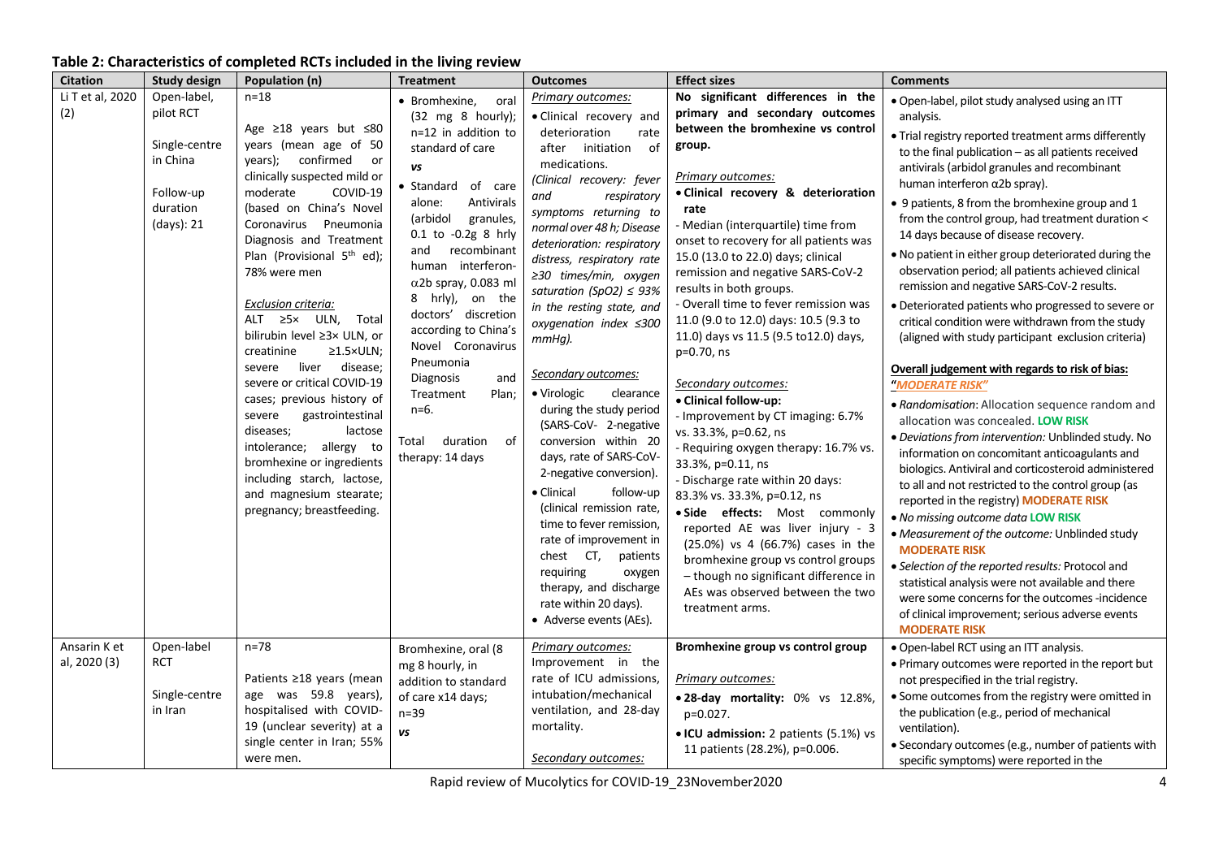**Table 2: Characteristics of completed RCTs included in the living review**

| Citation | Study design | Population (n) | Treatment | Outcomes | Effect sizes | Comments |
|---|---|---|---|---|---|---|
| Li T et al, 2020 (2) | Open-label, pilot RCT<br><br>Single-centre in China<br><br>Follow-up duration (days): 21 | n=18<br><br>Age ≥18 years but ≤80 years (mean age of 50 years); confirmed or clinically suspected mild or moderate COVID-19 (based on China's Novel Coronavirus Pneumonia Diagnosis and Treatment Plan (Provisional 5th ed); 78% were men<br><br>*Exclusion criteria:*<br>ALT ≥5× ULN, Total bilirubin level ≥3× ULN, or creatinine ≥1.5×ULN; severe liver disease; severe or critical COVID-19 cases; previous history of severe gastrointestinal diseases; lactose intolerance; allergy to bromhexine or ingredients including starch, lactose, and magnesium stearate; pregnancy; breastfeeding. | • Bromhexine, oral (32 mg 8 hourly); n=12 in addition to standard of care<br>***vs***<br>• Standard of care alone: Antivirals (arbidol granules, 0.1 to -0.2g 8 hrly and recombinant human interferon-α2b spray, 0.083 ml 8 hrly), on the doctors' discretion according to China's Novel Coronavirus Pneumonia Diagnosis and Treatment Plan; n=6.<br><br>Total duration of therapy: 14 days | *Primary outcomes:*<br>• Clinical recovery and deterioration rate after initiation of medications.<br>*(Clinical recovery: fever and respiratory symptoms returning to normal over 48 h; Disease deterioration: respiratory distress, respiratory rate ≥30 times/min, oxygen saturation (SpO2) ≤ 93% in the resting state, and oxygenation index ≤300 mmHg).*<br><br>*Secondary outcomes:*<br>• Virologic clearance during the study period (SARS-CoV- 2-negative conversion within 20 days, rate of SARS-CoV-2-negative conversion).<br>• Clinical follow-up (clinical remission rate, time to fever remission, rate of improvement in chest CT, patients requiring oxygen therapy, and discharge rate within 20 days).<br>• Adverse events (AEs). | **No significant differences in the primary and secondary outcomes between the bromhexine vs control group.**<br><br>*Primary outcomes:*<br>• **Clinical recovery & deterioration rate**<br>- Median (interquartile) time from onset to recovery for all patients was 15.0 (13.0 to 22.0) days; clinical remission and negative SARS-CoV-2 results in both groups.<br>- Overall time to fever remission was 11.0 (9.0 to 12.0) days: 10.5 (9.3 to 11.0) days vs 11.5 (9.5 to12.0) days, p=0.70, ns<br><br>*Secondary outcomes:*<br>• **Clinical follow-up:**<br>- Improvement by CT imaging: 6.7% vs. 33.3%, p=0.62, ns<br>- Requiring oxygen therapy: 16.7% vs. 33.3%, p=0.11, ns<br>- Discharge rate within 20 days: 83.3% vs. 33.3%, p=0.12, ns<br>• **Side effects:** Most commonly reported AE was liver injury - 3 (25.0%) vs 4 (66.7%) cases in the bromhexine group vs control groups – though no significant difference in AEs was observed between the two treatment arms. | • Open-label, pilot study analysed using an ITT analysis.<br>• Trial registry reported treatment arms differently to the final publication – as all patients received antivirals (arbidol granules and recombinant human interferon α2b spray).<br>• 9 patients, 8 from the bromhexine group and 1 from the control group, had treatment duration < 14 days because of disease recovery.<br>• No patient in either group deteriorated during the observation period; all patients achieved clinical remission and negative SARS-CoV-2 results.<br>• Deteriorated patients who progressed to severe or critical condition were withdrawn from the study (aligned with study participant exclusion criteria)<br><br>**Overall judgement with regards to risk of bias: "*MODERATE RISK*"**<br>• *Randomisation*: Allocation sequence random and allocation was concealed. **LOW RISK**<br>• *Deviations from intervention:* Unblinded study. No information on concomitant anticoagulants and biologics. Antiviral and corticosteroid administered to all and not restricted to the control group (as reported in the registry) **MODERATE RISK**<br>• *No missing outcome data* **LOW RISK**<br>• *Measurement of the outcome:* Unblinded study **MODERATE RISK**<br>• *Selection of the reported results:* Protocol and statistical analysis were not available and there were some concerns for the outcomes -incidence of clinical improvement; serious adverse events **MODERATE RISK** |
| Ansarin K et al, 2020 (3) | Open-label RCT<br><br>Single-centre in Iran | n=78<br><br>Patients ≥18 years (mean age was 59.8 years), hospitalised with COVID-19 (unclear severity) at a single center in Iran; 55% were men. | Bromhexine, oral (8 mg 8 hourly, in addition to standard of care x14 days; n=39<br>***vs*** | *Primary outcomes:*<br>Improvement in the rate of ICU admissions, intubation/mechanical ventilation, and 28-day mortality.<br><br>*Secondary outcomes:* | **Bromhexine group vs control group**<br><br>*Primary outcomes:*<br>• **28-day mortality:** 0% vs 12.8%, p=0.027.<br>• **ICU admission:** 2 patients (5.1%) vs 11 patients (28.2%), p=0.006. | • Open-label RCT using an ITT analysis.<br>• Primary outcomes were reported in the report but not prespecified in the trial registry.<br>• Some outcomes from the registry were omitted in the publication (e.g., period of mechanical ventilation).<br>• Secondary outcomes (e.g., number of patients with specific symptoms) were reported in the |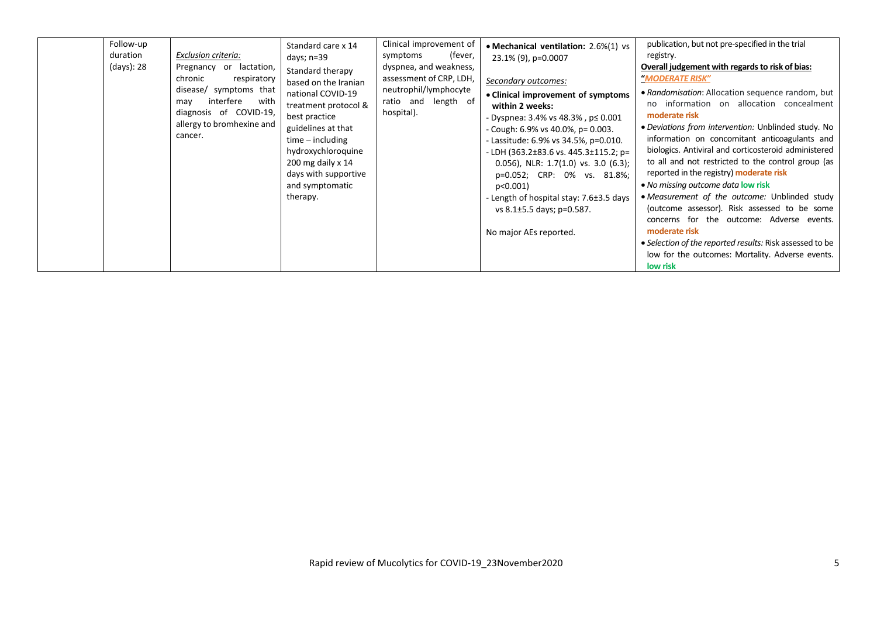| | | | | | | |
|---|---|---|---|---|---|---|
| | Follow-up duration (days): 28 | *Exclusion criteria:* Pregnancy or lactation, chronic respiratory disease/ symptoms that may interfere with diagnosis of COVID-19, allergy to bromhexine and cancer. | Standard care x 14 days; n=39 Standard therapy based on the Iranian national COVID-19 treatment protocol & best practice guidelines at that time – including hydroxychloroquine 200 mg daily x 14 days with supportive and symptomatic therapy. | Clinical improvement of symptoms (fever, dyspnea, and weakness, assessment of CRP, LDH, neutrophil/lymphocyte ratio and length of hospital). | • **Mechanical ventilation:** 2.6%(1) vs 23.1% (9), p=0.0007<br><br>*Secondary outcomes:*<br>• **Clinical improvement of symptoms within 2 weeks:**<br>- Dyspnea: 3.4% vs 48.3% , p≤ 0.001<br>- Cough: 6.9% vs 40.0%, p= 0.003.<br>- Lassitude: 6.9% vs 34.5%, p=0.010.<br>- LDH (363.2±83.6 vs. 445.3±115.2; p= 0.056), NLR: 1.7(1.0) vs. 3.0 (6.3); p=0.052; CRP: 0% vs. 81.8%; p<0.001)<br>- Length of hospital stay: 7.6±3.5 days vs 8.1±5.5 days; p=0.587.<br><br>No major AEs reported. | publication, but not pre-specified in the trial registry.<br>**Overall judgement with regards to risk of bias: "*MODERATE RISK*"**<br>• *Randomisation*: Allocation sequence random, but no information on allocation concealment **moderate risk**<br>• *Deviations from intervention:* Unblinded study. No information on concomitant anticoagulants and biologics. Antiviral and corticosteroid administered to all and not restricted to the control group (as reported in the registry) **moderate risk**<br>• *No missing outcome data* **low risk**<br>• *Measurement of the outcome:* Unblinded study (outcome assessor). Risk assessed to be some concerns for the outcome: Adverse events. **moderate risk**<br>• *Selection of the reported results:* Risk assessed to be low for the outcomes: Mortality. Adverse events. **low risk** |